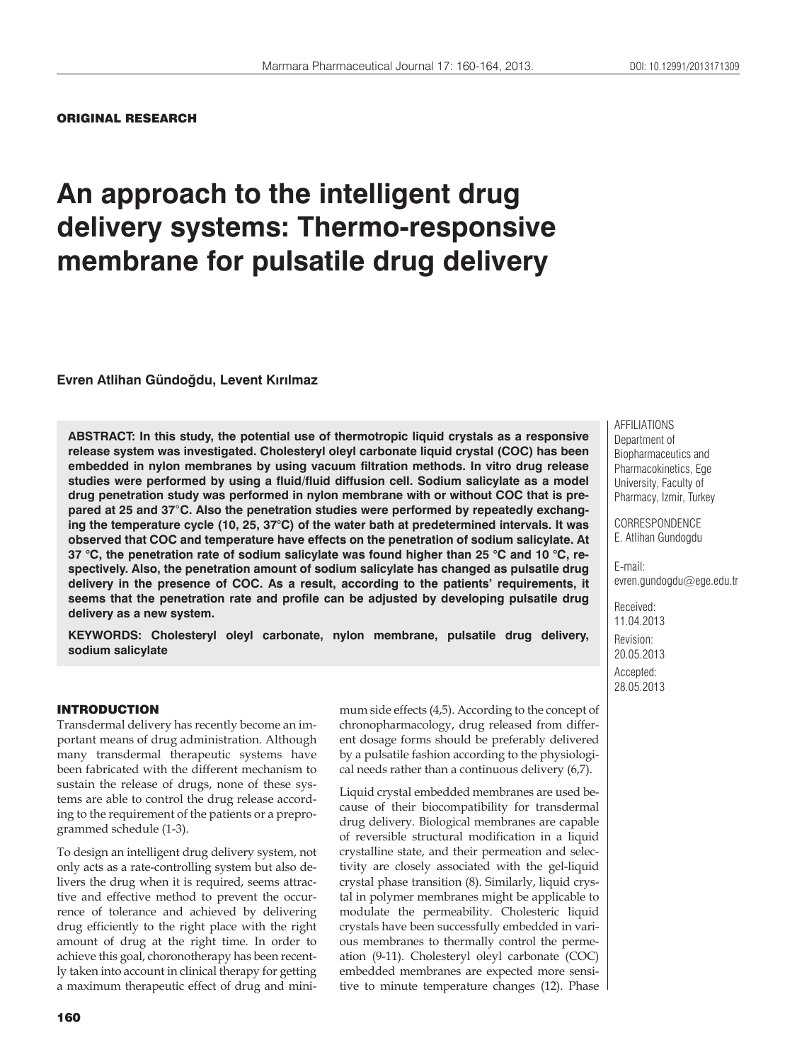ORIGINAL RESEARCH

# An approach to the intelligent drug delivery systems: Thermo-responsive membrane for pulsatile drug delivery

**Evren Atlihan Gündoğdu, Levent Kırılmaz**

**ABSTRACT: In this study, the potential use of thermotropic liquid crystals as a responsive release system was investigated. Cholesteryl oleyl carbonate liquid crystal (COC) has been embedded in nylon membranes by using vacuum filtration methods. In vitro drug release studies were performed by using a fluid/fluid diffusion cell. Sodium salicylate as a model drug penetration study was performed in nylon membrane with or without COC that is prepared at 25 and 37°C. Also the penetration studies were performed by repeatedly exchanging the temperature cycle (10, 25, 37°C) of the water bath at predetermined intervals. It was observed that COC and temperature have effects on the penetration of sodium salicylate. At 37 °C, the penetration rate of sodium salicylate was found higher than 25 °C and 10 °C, respectively. Also, the penetration amount of sodium salicylate has changed as pulsatile drug delivery in the presence of COC. As a result, according to the patients' requirements, it seems that the penetration rate and profile can be adjusted by developing pulsatile drug delivery as a new system.**

**KEYWORDS: Cholesteryl oleyl carbonate, nylon membrane, pulsatile drug delivery, sodium salicylate**

AFFILIATIONS
Department of Biopharmaceutics and Pharmacokinetics, Ege University, Faculty of Pharmacy, Izmir, Turkey

CORRESPONDENCE
E. Atlihan Gundogdu

E-mail:
evren.gundogdu@ege.edu.tr

Received:
11.04.2013

Revision:
20.05.2013

Accepted:
28.05.2013

## INTRODUCTION

Transdermal delivery has recently become an important means of drug administration. Although many transdermal therapeutic systems have been fabricated with the different mechanism to sustain the release of drugs, none of these systems are able to control the drug release according to the requirement of the patients or a preprogrammed schedule (1-3).

To design an intelligent drug delivery system, not only acts as a rate-controlling system but also delivers the drug when it is required, seems attractive and effective method to prevent the occurrence of tolerance and achieved by delivering drug efficiently to the right place with the right amount of drug at the right time. In order to achieve this goal, choronotherapy has been recently taken into account in clinical therapy for getting a maximum therapeutic effect of drug and minimum side effects (4,5). According to the concept of chronopharmacology, drug released from different dosage forms should be preferably delivered by a pulsatile fashion according to the physiological needs rather than a continuous delivery (6,7).

Liquid crystal embedded membranes are used because of their biocompatibility for transdermal drug delivery. Biological membranes are capable of reversible structural modification in a liquid crystalline state, and their permeation and selectivity are closely associated with the gel-liquid crystal phase transition (8). Similarly, liquid crystal in polymer membranes might be applicable to modulate the permeability. Cholesteric liquid crystals have been successfully embedded in various membranes to thermally control the permeation (9-11). Cholesteryl oleyl carbonate (COC) embedded membranes are expected more sensitive to minute temperature changes (12). Phase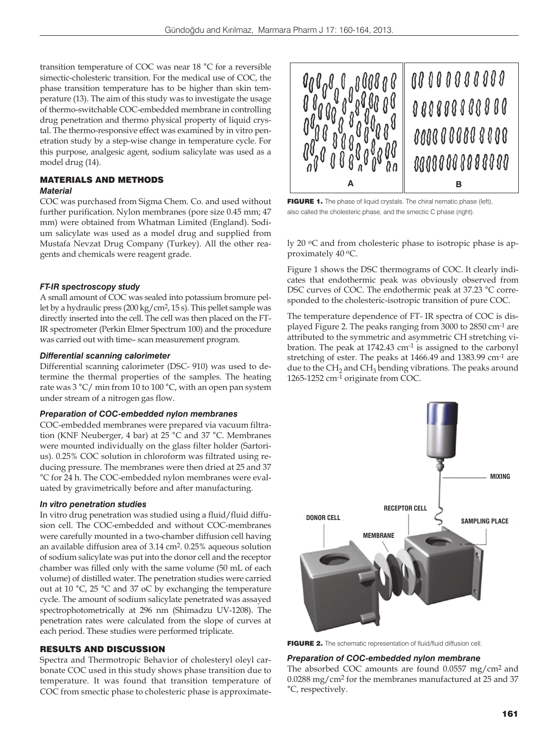transition temperature of COC was near 18 °C for a reversible simectic-cholesteric transition. For the medical use of COC, the phase transition temperature has to be higher than skin temperature (13). The aim of this study was to investigate the usage of thermo-switchable COC-embedded membrane in controlling drug penetration and thermo physical property of liquid crystal. The thermo-responsive effect was examined by in vitro penetration study by a step-wise change in temperature cycle. For this purpose, analgesic agent, sodium salicylate was used as a model drug (14).

## MATERIALS AND METHODS

### Material

COC was purchased from Sigma Chem. Co. and used without further purification. Nylon membranes (pore size 0.45 mm; 47 mm) were obtained from Whatman Limited (England). Sodium salicylate was used as a model drug and supplied from Mustafa Nevzat Drug Company (Turkey). All the other reagents and chemicals were reagent grade.

### FT-IR spectroscopy study

A small amount of COC was sealed into potassium bromure pellet by a hydraulic press (200 kg/cm$^2$, 15 s). This pellet sample was directly inserted into the cell. The cell was then placed on the FT-IR spectrometer (Perkin Elmer Spectrum 100) and the procedure was carried out with time– scan measurement program.

### Differential scanning calorimeter

Differential scanning calorimeter (DSC- 910) was used to determine the thermal properties of the samples. The heating rate was 3 °C/ min from 10 to 100 °C, with an open pan system under stream of a nitrogen gas flow.

### Preparation of COC-embedded nylon membranes

COC-embedded membranes were prepared via vacuum filtration (KNF Neuberger, 4 bar) at 25 °C and 37 °C. Membranes were mounted individually on the glass filter holder (Sartorius). 0.25% COC solution in chloroform was filtrated using reducing pressure. The membranes were then dried at 25 and 37 °C for 24 h. The COC-embedded nylon membranes were evaluated by gravimetrically before and after manufacturing.

### In vitro penetration studies

In vitro drug penetration was studied using a fluid/fluid diffusion cell. The COC-embedded and without COC-membranes were carefully mounted in a two-chamber diffusion cell having an available diffusion area of 3.14 cm$^2$. 0.25% aqueous solution of sodium salicylate was put into the donor cell and the receptor chamber was filled only with the same volume (50 mL of each volume) of distilled water. The penetration studies were carried out at 10 °C, 25 °C and 37 oC by exchanging the temperature cycle. The amount of sodium salicylate penetrated was assayed spectrophotometrically at 296 nm (Shimadzu UV-1208). The penetration rates were calculated from the slope of curves at each period. These studies were performed triplicate.

## RESULTS AND DISCUSSION

Spectra and Thermotropic Behavior of cholesteryl oleyl carbonate COC used in this study shows phase transition due to temperature. It was found that transition temperature of COC from smectic phase to cholesteric phase is approximately 20 ºC and from cholesteric phase to isotropic phase is approximately 40 ºC.

**FIGURE 1.** The phase of liquid crystals. The chiral nematic phase (left), also called the cholesteric phase, and the smectic C phase (right).

Figure 1 shows the DSC thermograms of COC. It clearly indicates that endothermic peak was obviously observed from DSC curves of COC. The endothermic peak at 37.23 °C corresponded to the cholesteric-isotropic transition of pure COC.

The temperature dependence of FT- IR spectra of COC is displayed Figure 2. The peaks ranging from 3000 to 2850 cm$^{-1}$ are attributed to the symmetric and asymmetric CH stretching vibration. The peak at 1742.43 cm$^{-1}$ is assigned to the carbonyl stretching of ester. The peaks at 1466.49 and 1383.99 cm$^{-1}$ are due to the $CH_2$ and $CH_3$ bending vibrations. The peaks around 1265-1252 cm$^{-1}$ originate from COC.

**FIGURE 2.** The schematic representation of fluid/fluid diffusion cell.

### Preparation of COC-embedded nylon membrane

The absorbed COC amounts are found 0.0557 mg/cm$^2$ and 0.0288 mg/cm$^2$ for the membranes manufactured at 25 and 37 °C, respectively.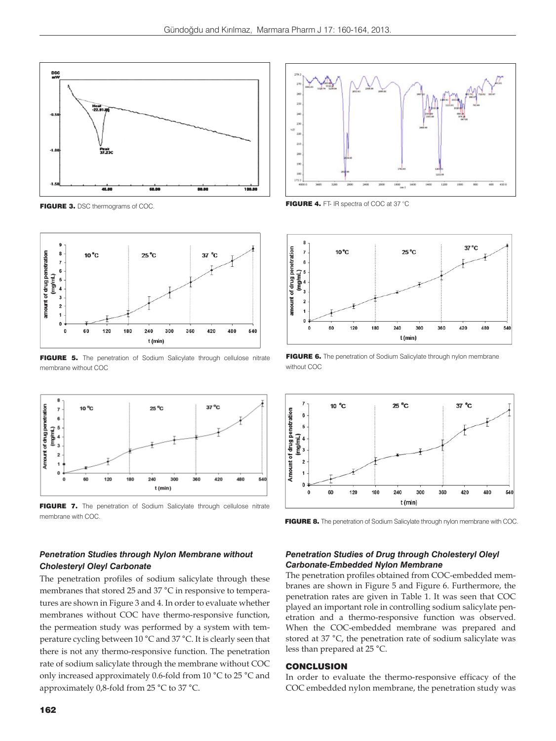FIGURE 3. DSC thermograms of COC.

FIGURE 4. FT- IR spectra of COC at 37 °C

FIGURE 5. The penetration of Sodium Salicylate through cellulose nitrate membrane without COC

FIGURE 6. The penetration of Sodium Salicylate through nylon membrane without COC

FIGURE 7. The penetration of Sodium Salicylate through cellulose nitrate membrane with COC.

FIGURE 8. The penetration of Sodium Salicylate through nylon membrane with COC.

### *Penetration Studies through Nylon Membrane without Cholesteryl Oleyl Carbonate*

The penetration profiles of sodium salicylate through these membranes that stored 25 and 37 °C in responsive to temperatures are shown in Figure 3 and 4. In order to evaluate whether membranes without COC have thermo-responsive function, the permeation study was performed by a system with temperature cycling between 10 °C and 37 °C. It is clearly seen that there is not any thermo-responsive function. The penetration rate of sodium salicylate through the membrane without COC only increased approximately 0.6-fold from 10 °C to 25 °C and approximately 0,8-fold from 25 °C to 37 °C.

### *Penetration Studies of Drug through Cholesteryl Oleyl Carbonate-Embedded Nylon Membrane*

The penetration profiles obtained from COC-embedded membranes are shown in Figure 5 and Figure 6. Furthermore, the penetration rates are given in Table 1. It was seen that COC played an important role in controlling sodium salicylate penetration and a thermo-responsive function was observed. When the COC-embedded membrane was prepared and stored at 37 °C, the penetration rate of sodium salicylate was less than prepared at 25 °C.

## CONCLUSION

In order to evaluate the thermo-responsive efficacy of the COC embedded nylon membrane, the penetration study was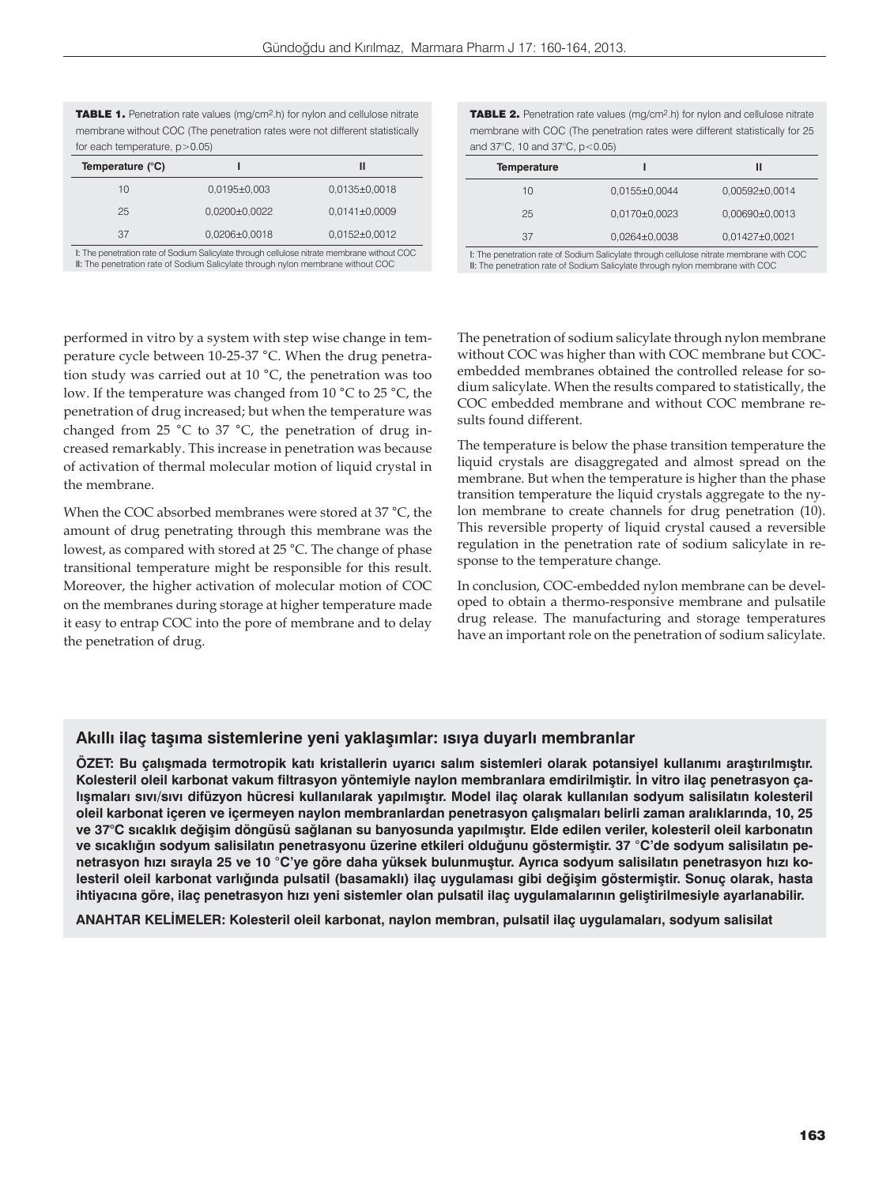**TABLE 1.** Penetration rate values (mg/cm$^2$.h) for nylon and cellulose nitrate membrane without COC (The penetration rates were not different statistically for each temperature, $p>0.05$)

| Temperature (°C) | I | II |
|---|---|---|
| 10 | 0,0195±0,003 | 0,0135±0,0018 |
| 25 | 0,0200±0,0022 | 0,0141±0,0009 |
| 37 | 0,0206±0,0018 | 0,0152±0,0012 |

**I:** The penetration rate of Sodium Salicylate through cellulose nitrate membrane without COC
**II:** The penetration rate of Sodium Salicylate through nylon membrane without COC

**TABLE 2.** Penetration rate values (mg/cm$^2$.h) for nylon and cellulose nitrate membrane with COC (The penetration rates were different statistically for 25 and 37°C, 10 and 37°C, $p<0.05$)

| Temperature | I | II |
|---|---|---|
| 10 | 0,0155±0,0044 | 0,00592±0,0014 |
| 25 | 0,0170±0,0023 | 0,00690±0,0013 |
| 37 | 0,0264±0,0038 | 0,01427±0,0021 |

**I:** The penetration rate of Sodium Salicylate through cellulose nitrate membrane with COC
**II:** The penetration rate of Sodium Salicylate through nylon membrane with COC

performed in vitro by a system with step wise change in temperature cycle between 10-25-37 °C. When the drug penetration study was carried out at 10 °C, the penetration was too low. If the temperature was changed from 10 °C to 25 °C, the penetration of drug increased; but when the temperature was changed from 25 °C to 37 °C, the penetration of drug increased remarkably. This increase in penetration was because of activation of thermal molecular motion of liquid crystal in the membrane.

When the COC absorbed membranes were stored at 37 °C, the amount of drug penetrating through this membrane was the lowest, as compared with stored at 25 °C. The change of phase transitional temperature might be responsible for this result. Moreover, the higher activation of molecular motion of COC on the membranes during storage at higher temperature made it easy to entrap COC into the pore of membrane and to delay the penetration of drug.

The penetration of sodium salicylate through nylon membrane without COC was higher than with COC membrane but COC-embedded membranes obtained the controlled release for sodium salicylate. When the results compared to statistically, the COC embedded membrane and without COC membrane results found different.

The temperature is below the phase transition temperature the liquid crystals are disaggregated and almost spread on the membrane. But when the temperature is higher than the phase transition temperature the liquid crystals aggregate to the nylon membrane to create channels for drug penetration (10). This reversible property of liquid crystal caused a reversible regulation in the penetration rate of sodium salicylate in response to the temperature change.

In conclusion, COC-embedded nylon membrane can be developed to obtain a thermo-responsive membrane and pulsatile drug release. The manufacturing and storage temperatures have an important role on the penetration of sodium salicylate.

## Akıllı ilaç taşıma sistemlerine yeni yaklaşımlar: ısıya duyarlı membranlar

**ÖZET: Bu çalışmada termotropik katı kristallerin uyarıcı salım sistemleri olarak potansiyel kullanımı araştırılmıştır. Kolesteril oleil karbonat vakum filtrasyon yöntemiyle naylon membranlara emdirilmiştir. İn vitro ilaç penetrasyon çalışmaları sıvı/sıvı difüzyon hücresi kullanılarak yapılmıştır. Model ilaç olarak kullanılan sodyum salisilatın kolesteril oleil karbonat içeren ve içermeyen naylon membranlardan penetrasyon çalışmaları belirli zaman aralıklarında, 10, 25 ve 37°C sıcaklık değişim döngüsü sağlanan su banyosunda yapılmıştır. Elde edilen veriler, kolesteril oleil karbonatın ve sıcaklığın sodyum salisilatın penetrasyonu üzerine etkileri olduğunu göstermiştir. 37 °C'de sodyum salisilatın penetrasyon hızı sırayla 25 ve 10 °C'ye göre daha yüksek bulunmuştur. Ayrıca sodyum salisilatın penetrasyon hızı kolesteril oleil karbonat varlığında pulsatil (basamaklı) ilaç uygulaması gibi değişim göstermiştir. Sonuç olarak, hasta ihtiyacına göre, ilaç penetrasyon hızı yeni sistemler olan pulsatil ilaç uygulamalarının geliştirilmesiyle ayarlanabilir.**

**ANAHTAR KELİMELER: Kolesteril oleil karbonat, naylon membran, pulsatil ilaç uygulamaları, sodyum salisilat**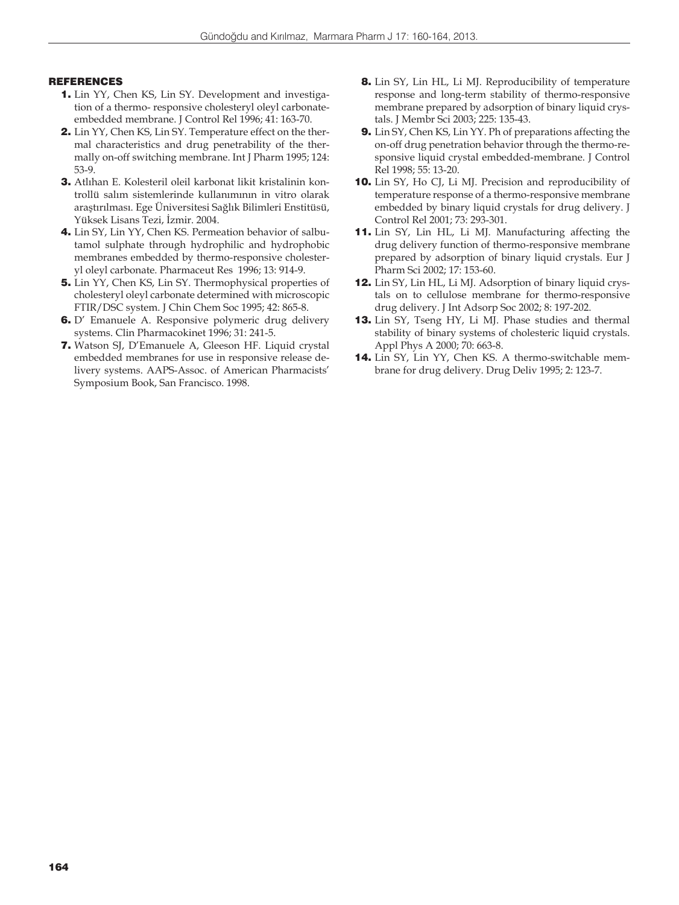## REFERENCES

1. Lin YY, Chen KS, Lin SY. Development and investigation of a thermo- responsive cholesteryl oleyl carbonate-embedded membrane. J Control Rel 1996; 41: 163-70.
2. Lin YY, Chen KS, Lin SY. Temperature effect on the thermal characteristics and drug penetrability of the thermally on-off switching membrane. Int J Pharm 1995; 124: 53-9.
3. Atlıhan E. Kolesteril oleil karbonat likit kristalinin kontrollü salım sistemlerinde kullanımının in vitro olarak araştırılması. Ege Üniversitesi Sağlık Bilimleri Enstitüsü, Yüksek Lisans Tezi, İzmir. 2004.
4. Lin SY, Lin YY, Chen KS. Permeation behavior of salbutamol sulphate through hydrophilic and hydrophobic membranes embedded by thermo-responsive cholesteryl oleyl carbonate. Pharmaceut Res 1996; 13: 914-9.
5. Lin YY, Chen KS, Lin SY. Thermophysical properties of cholesteryl oleyl carbonate determined with microscopic FTIR/DSC system. J Chin Chem Soc 1995; 42: 865-8.
6. D' Emanuele A. Responsive polymeric drug delivery systems. Clin Pharmacokinet 1996; 31: 241-5.
7. Watson SJ, D'Emanuele A, Gleeson HF. Liquid crystal embedded membranes for use in responsive release delivery systems. AAPS-Assoc. of American Pharmacists' Symposium Book, San Francisco. 1998.
8. Lin SY, Lin HL, Li MJ. Reproducibility of temperature response and long-term stability of thermo-responsive membrane prepared by adsorption of binary liquid crystals. J Membr Sci 2003; 225: 135-43.
9. Lin SY, Chen KS, Lin YY. Ph of preparations affecting the on-off drug penetration behavior through the thermo-responsive liquid crystal embedded-membrane. J Control Rel 1998; 55: 13-20.
10. Lin SY, Ho CJ, Li MJ. Precision and reproducibility of temperature response of a thermo-responsive membrane embedded by binary liquid crystals for drug delivery. J Control Rel 2001; 73: 293-301.
11. Lin SY, Lin HL, Li MJ. Manufacturing affecting the drug delivery function of thermo-responsive membrane prepared by adsorption of binary liquid crystals. Eur J Pharm Sci 2002; 17: 153-60.
12. Lin SY, Lin HL, Li MJ. Adsorption of binary liquid crystals on to cellulose membrane for thermo-responsive drug delivery. J Int Adsorp Soc 2002; 8: 197-202.
13. Lin SY, Tseng HY, Li MJ. Phase studies and thermal stability of binary systems of cholesteric liquid crystals. Appl Phys A 2000; 70: 663-8.
14. Lin SY, Lin YY, Chen KS. A thermo-switchable membrane for drug delivery. Drug Deliv 1995; 2: 123-7.